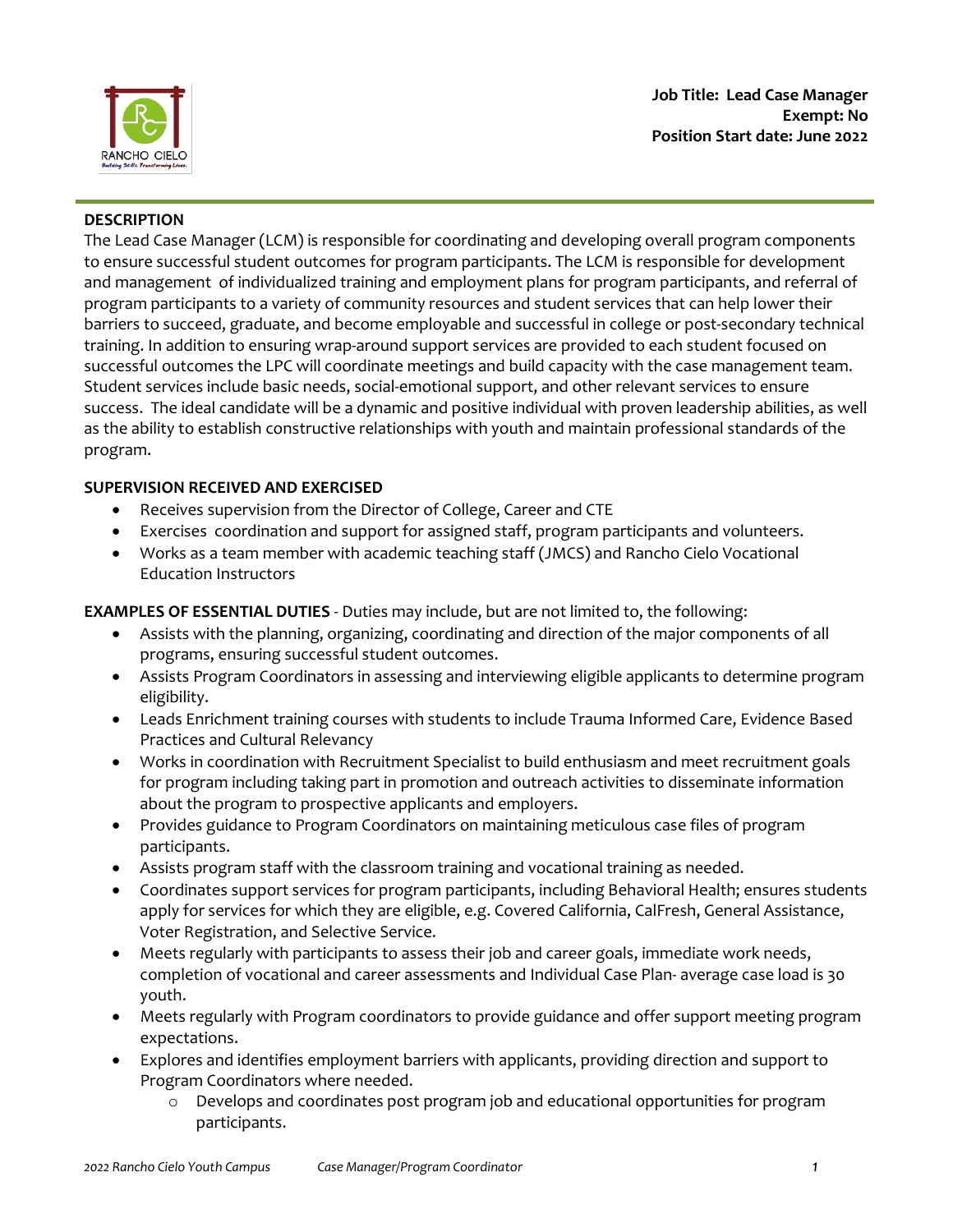**Job Title: Lead Case Manager**
**Exempt: No**
**Position Start date: June 2022**

## DESCRIPTION

The Lead Case Manager (LCM) is responsible for coordinating and developing overall program components to ensure successful student outcomes for program participants. The LCM is responsible for development and management of individualized training and employment plans for program participants, and referral of program participants to a variety of community resources and student services that can help lower their barriers to succeed, graduate, and become employable and successful in college or post-secondary technical training. In addition to ensuring wrap-around support services are provided to each student focused on successful outcomes the LPC will coordinate meetings and build capacity with the case management team. Student services include basic needs, social-emotional support, and other relevant services to ensure success. The ideal candidate will be a dynamic and positive individual with proven leadership abilities, as well as the ability to establish constructive relationships with youth and maintain professional standards of the program.

## SUPERVISION RECEIVED AND EXERCISED

- Receives supervision from the Director of College, Career and CTE
- Exercises coordination and support for assigned staff, program participants and volunteers.
- Works as a team member with academic teaching staff (JMCS) and Rancho Cielo Vocational Education Instructors

**EXAMPLES OF ESSENTIAL DUTIES** - Duties may include, but are not limited to, the following:

- Assists with the planning, organizing, coordinating and direction of the major components of all programs, ensuring successful student outcomes.
- Assists Program Coordinators in assessing and interviewing eligible applicants to determine program eligibility.
- Leads Enrichment training courses with students to include Trauma Informed Care, Evidence Based Practices and Cultural Relevancy
- Works in coordination with Recruitment Specialist to build enthusiasm and meet recruitment goals for program including taking part in promotion and outreach activities to disseminate information about the program to prospective applicants and employers.
- Provides guidance to Program Coordinators on maintaining meticulous case files of program participants.
- Assists program staff with the classroom training and vocational training as needed.
- Coordinates support services for program participants, including Behavioral Health; ensures students apply for services for which they are eligible, e.g. Covered California, CalFresh, General Assistance, Voter Registration, and Selective Service.
- Meets regularly with participants to assess their job and career goals, immediate work needs, completion of vocational and career assessments and Individual Case Plan- average case load is 30 youth.
- Meets regularly with Program coordinators to provide guidance and offer support meeting program expectations.
- Explores and identifies employment barriers with applicants, providing direction and support to Program Coordinators where needed.
  - Develops and coordinates post program job and educational opportunities for program participants.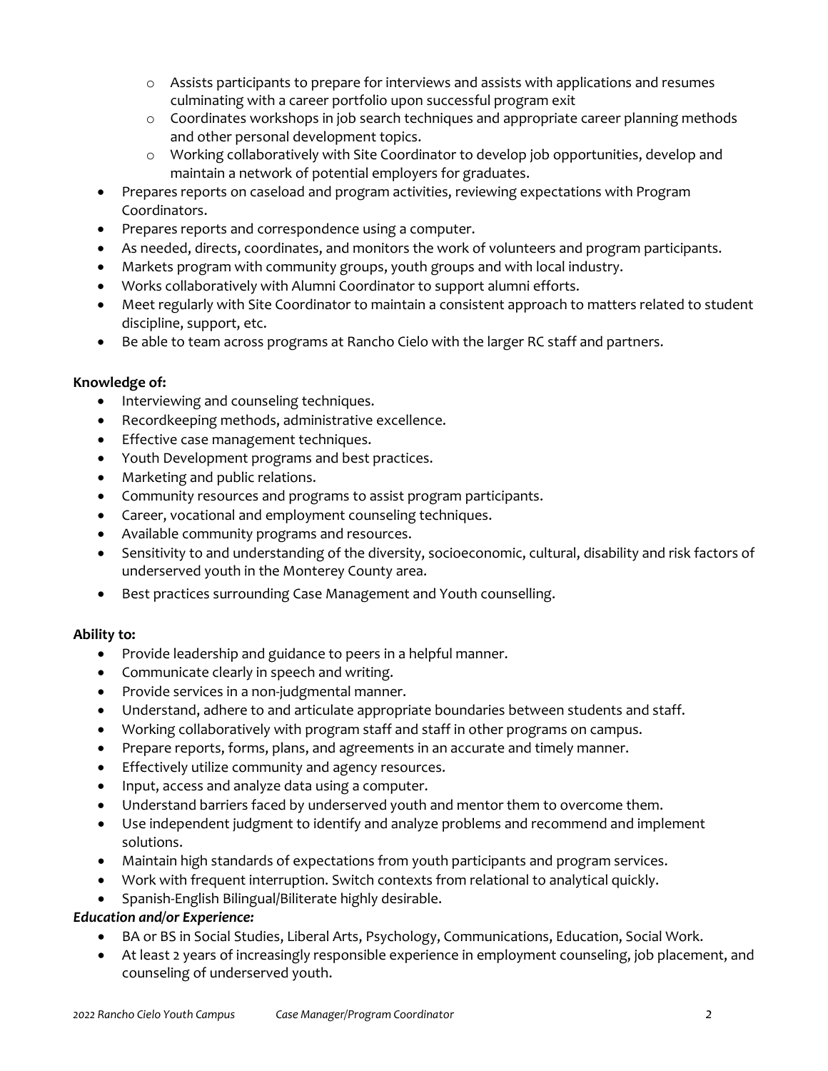- Assists participants to prepare for interviews and assists with applications and resumes culminating with a career portfolio upon successful program exit
    - Coordinates workshops in job search techniques and appropriate career planning methods and other personal development topics.
    - Working collaboratively with Site Coordinator to develop job opportunities, develop and maintain a network of potential employers for graduates.
- Prepares reports on caseload and program activities, reviewing expectations with Program Coordinators.
- Prepares reports and correspondence using a computer.
- As needed, directs, coordinates, and monitors the work of volunteers and program participants.
- Markets program with community groups, youth groups and with local industry.
- Works collaboratively with Alumni Coordinator to support alumni efforts.
- Meet regularly with Site Coordinator to maintain a consistent approach to matters related to student discipline, support, etc.
- Be able to team across programs at Rancho Cielo with the larger RC staff and partners.

**Knowledge of:**

- Interviewing and counseling techniques.
- Recordkeeping methods, administrative excellence.
- Effective case management techniques.
- Youth Development programs and best practices.
- Marketing and public relations.
- Community resources and programs to assist program participants.
- Career, vocational and employment counseling techniques.
- Available community programs and resources.
- Sensitivity to and understanding of the diversity, socioeconomic, cultural, disability and risk factors of underserved youth in the Monterey County area.
- Best practices surrounding Case Management and Youth counselling.

**Ability to:**

- Provide leadership and guidance to peers in a helpful manner.
- Communicate clearly in speech and writing.
- Provide services in a non-judgmental manner.
- Understand, adhere to and articulate appropriate boundaries between students and staff.
- Working collaboratively with program staff and staff in other programs on campus.
- Prepare reports, forms, plans, and agreements in an accurate and timely manner.
- Effectively utilize community and agency resources.
- Input, access and analyze data using a computer.
- Understand barriers faced by underserved youth and mentor them to overcome them.
- Use independent judgment to identify and analyze problems and recommend and implement solutions.
- Maintain high standards of expectations from youth participants and program services.
- Work with frequent interruption. Switch contexts from relational to analytical quickly.
- Spanish-English Bilingual/Biliterate highly desirable.

***Education and/or Experience:***

- BA or BS in Social Studies, Liberal Arts, Psychology, Communications, Education, Social Work.
- At least 2 years of increasingly responsible experience in employment counseling, job placement, and counseling of underserved youth.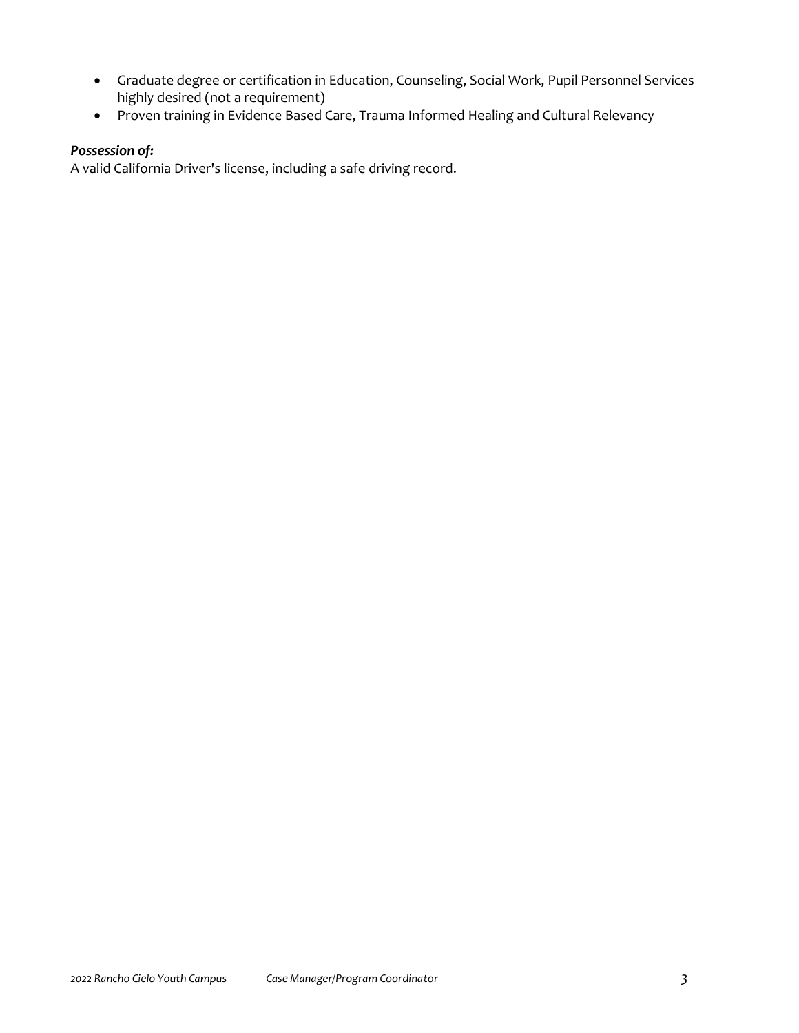- Graduate degree or certification in Education, Counseling, Social Work, Pupil Personnel Services highly desired (not a requirement)
- Proven training in Evidence Based Care, Trauma Informed Healing and Cultural Relevancy

***Possession of:***

A valid California Driver's license, including a safe driving record.